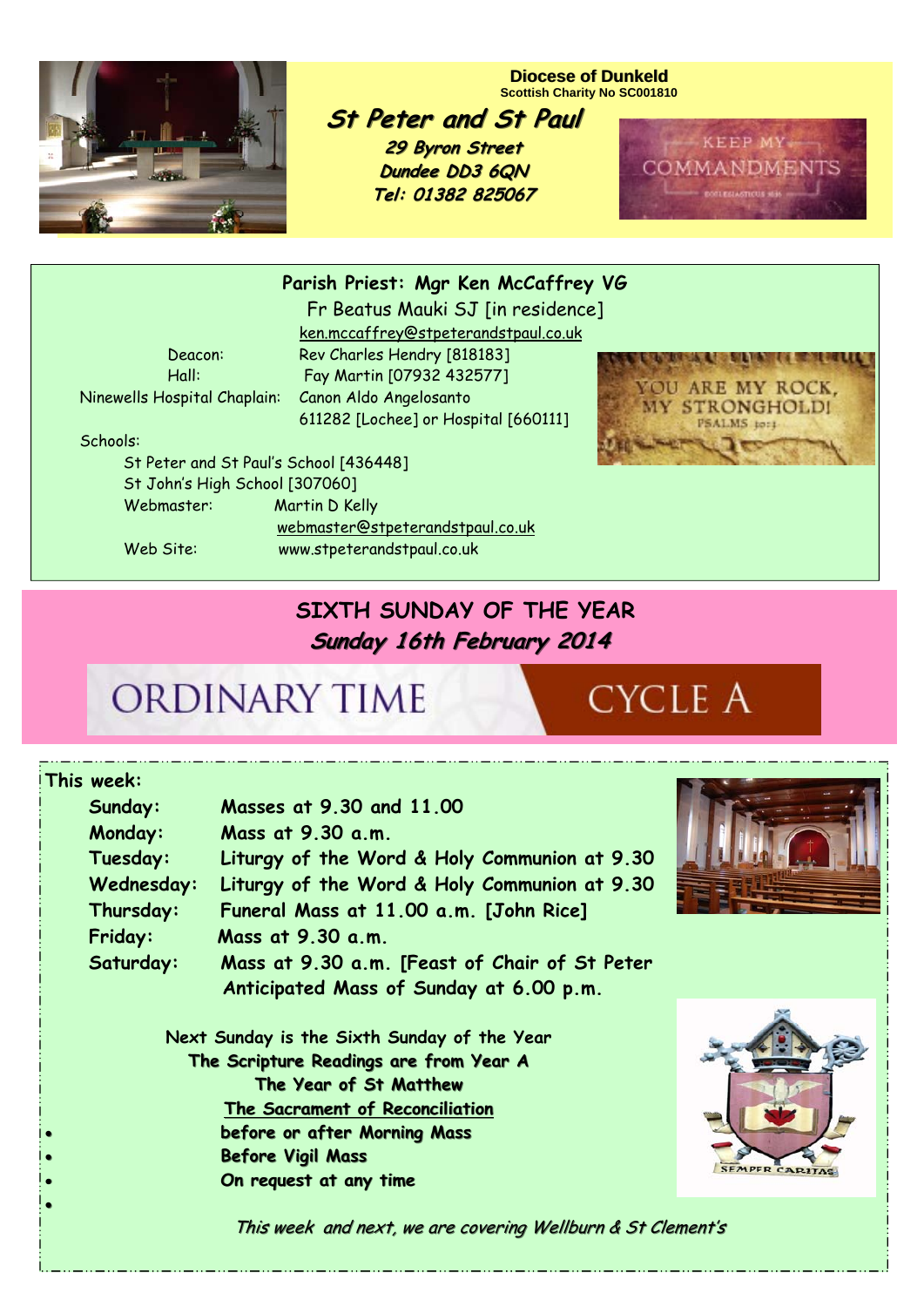**Diocese of Dunkeld**
**Scottish Charity No SC001810**

# St Peter and St Paul

**29 Byron Street**
**Dundee DD3 6QN**
**Tel: 01382 825067**

**Parish Priest: Mgr Ken McCaffrey VG**
Fr Beatus Mauki SJ [in residence]
ken.mccaffrey@stpeterandstpaul.co.uk

Deacon: Rev Charles Hendry [818183]
Hall: Fay Martin [07932 432577]
Ninewells Hospital Chaplain: Canon Aldo Angelosanto
611282 [Lochee] or Hospital [660111]

Schools:
St Peter and St Paul's School [436448]
St John's High School [307060]
Webmaster: Martin D Kelly
webmaster@stpeterandstpaul.co.uk
Web Site: www.stpeterandstpaul.co.uk

## SIXTH SUNDAY OF THE YEAR

***Sunday 16th February 2014***

ORDINARY TIME CYCLE A

**This week:**

| | |
|---|---|
| **Sunday:** | **Masses at 9.30 and 11.00** |
| **Monday:** | **Mass at 9.30 a.m.** |
| **Tuesday:** | **Liturgy of the Word & Holy Communion at 9.30** |
| **Wednesday:** | **Liturgy of the Word & Holy Communion at 9.30** |
| **Thursday:** | **Funeral Mass at 11.00 a.m. [John Rice]** |
| **Friday:** | **Mass at 9.30 a.m.** |
| **Saturday:** | **Mass at 9.30 a.m. [Feast of Chair of St Peter** |
| | **Anticipated Mass of Sunday at 6.00 p.m.** |

Next Sunday is the Sixth Sunday of the Year
**The Scripture Readings are from Year A**
**The Year of St Matthew**
**The Sacrament of Reconciliation**

- **before or after Morning Mass**
- **Before Vigil Mass**
- **On request at any time**

*This week and next, we are covering Wellburn & St Clement's*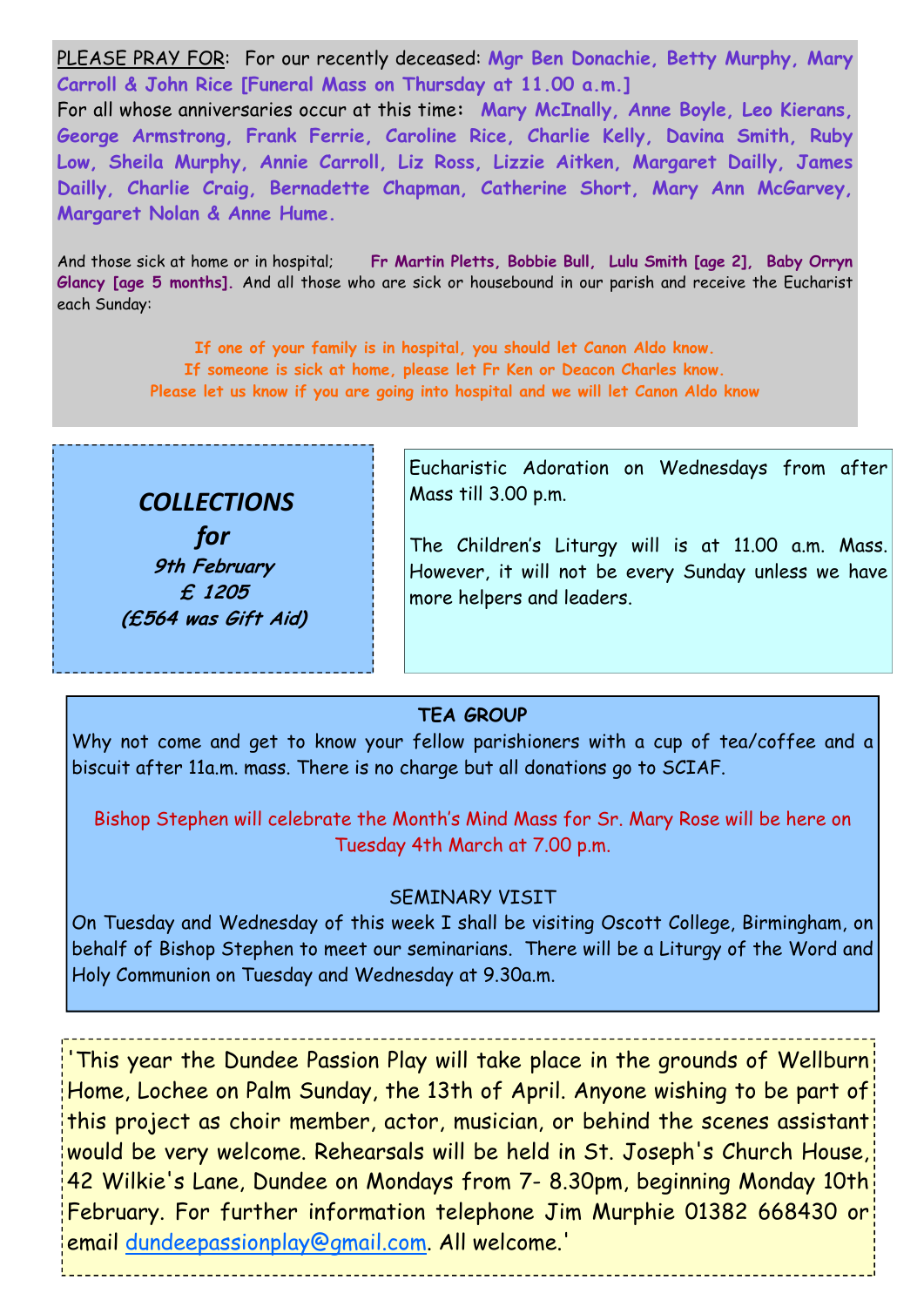PLEASE PRAY FOR: For our recently deceased: **Mgr Ben Donachie, Betty Murphy, Mary Carroll & John Rice [Funeral Mass on Thursday at 11.00 a.m.]**

For all whose anniversaries occur at this time: **Mary McInally, Anne Boyle, Leo Kierans, George Armstrong, Frank Ferrie, Caroline Rice, Charlie Kelly, Davina Smith, Ruby Low, Sheila Murphy, Annie Carroll, Liz Ross, Lizzie Aitken, Margaret Dailly, James Dailly, Charlie Craig, Bernadette Chapman, Catherine Short, Mary Ann McGarvey, Margaret Nolan & Anne Hume.**

And those sick at home or in hospital; **Fr Martin Pletts, Bobbie Bull, Lulu Smith [age 2], Baby Orryn Glancy [age 5 months].** And all those who are sick or housebound in our parish and receive the Eucharist each Sunday:

**If one of your family is in hospital, you should let Canon Aldo know.**
**If someone is sick at home, please let Fr Ken or Deacon Charles know.**
**Please let us know if you are going into hospital and we will let Canon Aldo know**

***COLLECTIONS for***
***9th February***
***£ 1205***
***(£564 was Gift Aid)***

Eucharistic Adoration on Wednesdays from after Mass till 3.00 p.m.

The Children's Liturgy will is at 11.00 a.m. Mass. However, it will not be every Sunday unless we have more helpers and leaders.

**TEA GROUP**

Why not come and get to know your fellow parishioners with a cup of tea/coffee and a biscuit after 11a.m. mass. There is no charge but all donations go to SCIAF.

Bishop Stephen will celebrate the Month's Mind Mass for Sr. Mary Rose will be here on Tuesday 4th March at 7.00 p.m.

SEMINARY VISIT

On Tuesday and Wednesday of this week I shall be visiting Oscott College, Birmingham, on behalf of Bishop Stephen to meet our seminarians. There will be a Liturgy of the Word and Holy Communion on Tuesday and Wednesday at 9.30a.m.

'This year the Dundee Passion Play will take place in the grounds of Wellburn Home, Lochee on Palm Sunday, the 13th of April. Anyone wishing to be part of this project as choir member, actor, musician, or behind the scenes assistant would be very welcome. Rehearsals will be held in St. Joseph's Church House, 42 Wilkie's Lane, Dundee on Mondays from 7- 8.30pm, beginning Monday 10th February. For further information telephone Jim Murphie 01382 668430 or email dundeepassionplay@gmail.com. All welcome.'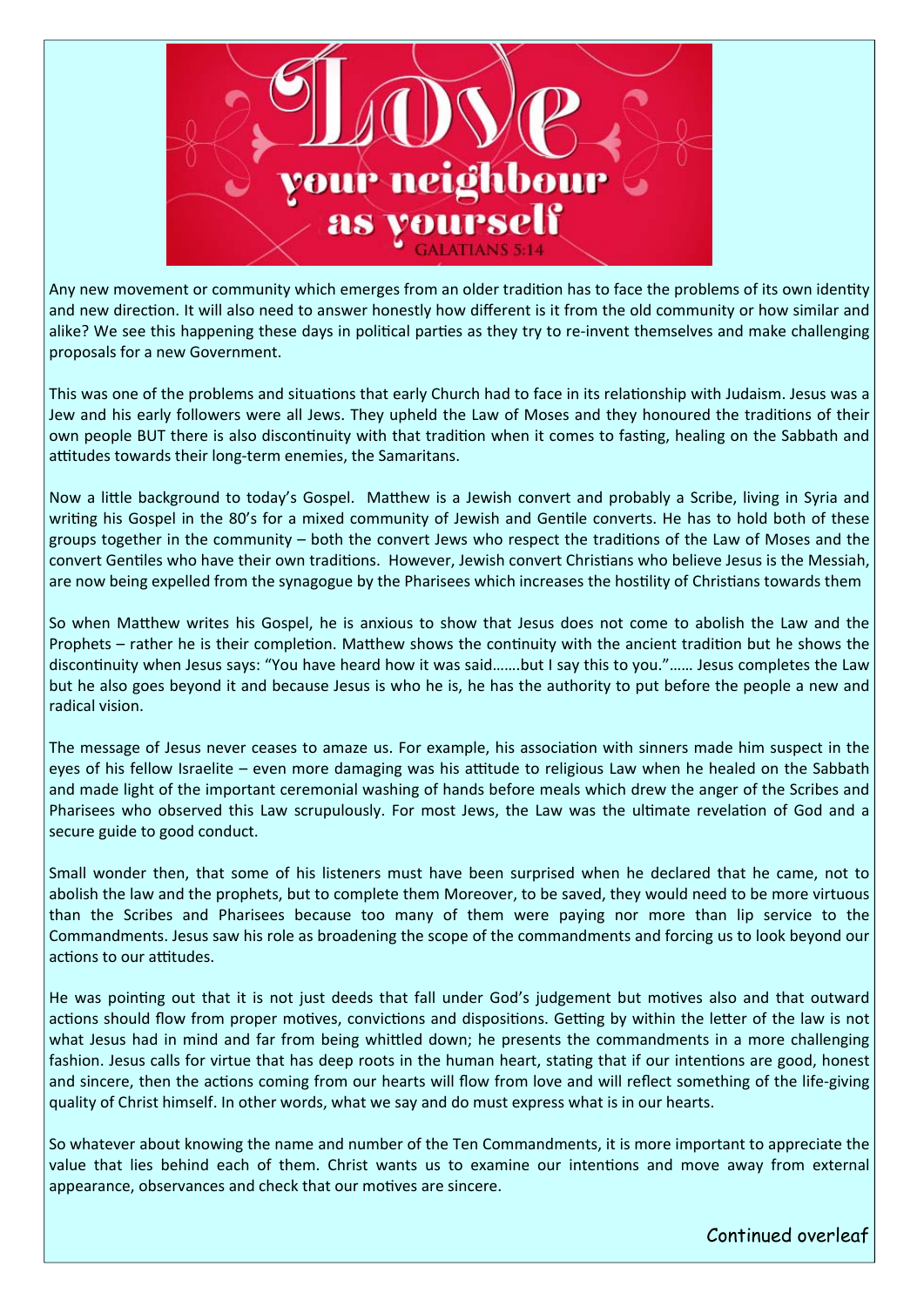# Love your neighbour as yourself

GALATIANS 5:14

Any new movement or community which emerges from an older tradition has to face the problems of its own identity and new direction. It will also need to answer honestly how different is it from the old community or how similar and alike? We see this happening these days in political parties as they try to re-invent themselves and make challenging proposals for a new Government.

This was one of the problems and situations that early Church had to face in its relationship with Judaism. Jesus was a Jew and his early followers were all Jews. They upheld the Law of Moses and they honoured the traditions of their own people BUT there is also discontinuity with that tradition when it comes to fasting, healing on the Sabbath and attitudes towards their long-term enemies, the Samaritans.

Now a little background to today's Gospel. Matthew is a Jewish convert and probably a Scribe, living in Syria and writing his Gospel in the 80's for a mixed community of Jewish and Gentile converts. He has to hold both of these groups together in the community – both the convert Jews who respect the traditions of the Law of Moses and the convert Gentiles who have their own traditions. However, Jewish convert Christians who believe Jesus is the Messiah, are now being expelled from the synagogue by the Pharisees which increases the hostility of Christians towards them

So when Matthew writes his Gospel, he is anxious to show that Jesus does not come to abolish the Law and the Prophets – rather he is their completion. Matthew shows the continuity with the ancient tradition but he shows the discontinuity when Jesus says: "You have heard how it was said…….but I say this to you."…… Jesus completes the Law but he also goes beyond it and because Jesus is who he is, he has the authority to put before the people a new and radical vision.

The message of Jesus never ceases to amaze us. For example, his association with sinners made him suspect in the eyes of his fellow Israelite – even more damaging was his attitude to religious Law when he healed on the Sabbath and made light of the important ceremonial washing of hands before meals which drew the anger of the Scribes and Pharisees who observed this Law scrupulously. For most Jews, the Law was the ultimate revelation of God and a secure guide to good conduct.

Small wonder then, that some of his listeners must have been surprised when he declared that he came, not to abolish the law and the prophets, but to complete them Moreover, to be saved, they would need to be more virtuous than the Scribes and Pharisees because too many of them were paying nor more than lip service to the Commandments. Jesus saw his role as broadening the scope of the commandments and forcing us to look beyond our actions to our attitudes.

He was pointing out that it is not just deeds that fall under God's judgement but motives also and that outward actions should flow from proper motives, convictions and dispositions. Getting by within the letter of the law is not what Jesus had in mind and far from being whittled down; he presents the commandments in a more challenging fashion. Jesus calls for virtue that has deep roots in the human heart, stating that if our intentions are good, honest and sincere, then the actions coming from our hearts will flow from love and will reflect something of the life-giving quality of Christ himself. In other words, what we say and do must express what is in our hearts.

So whatever about knowing the name and number of the Ten Commandments, it is more important to appreciate the value that lies behind each of them. Christ wants us to examine our intentions and move away from external appearance, observances and check that our motives are sincere.

Continued overleaf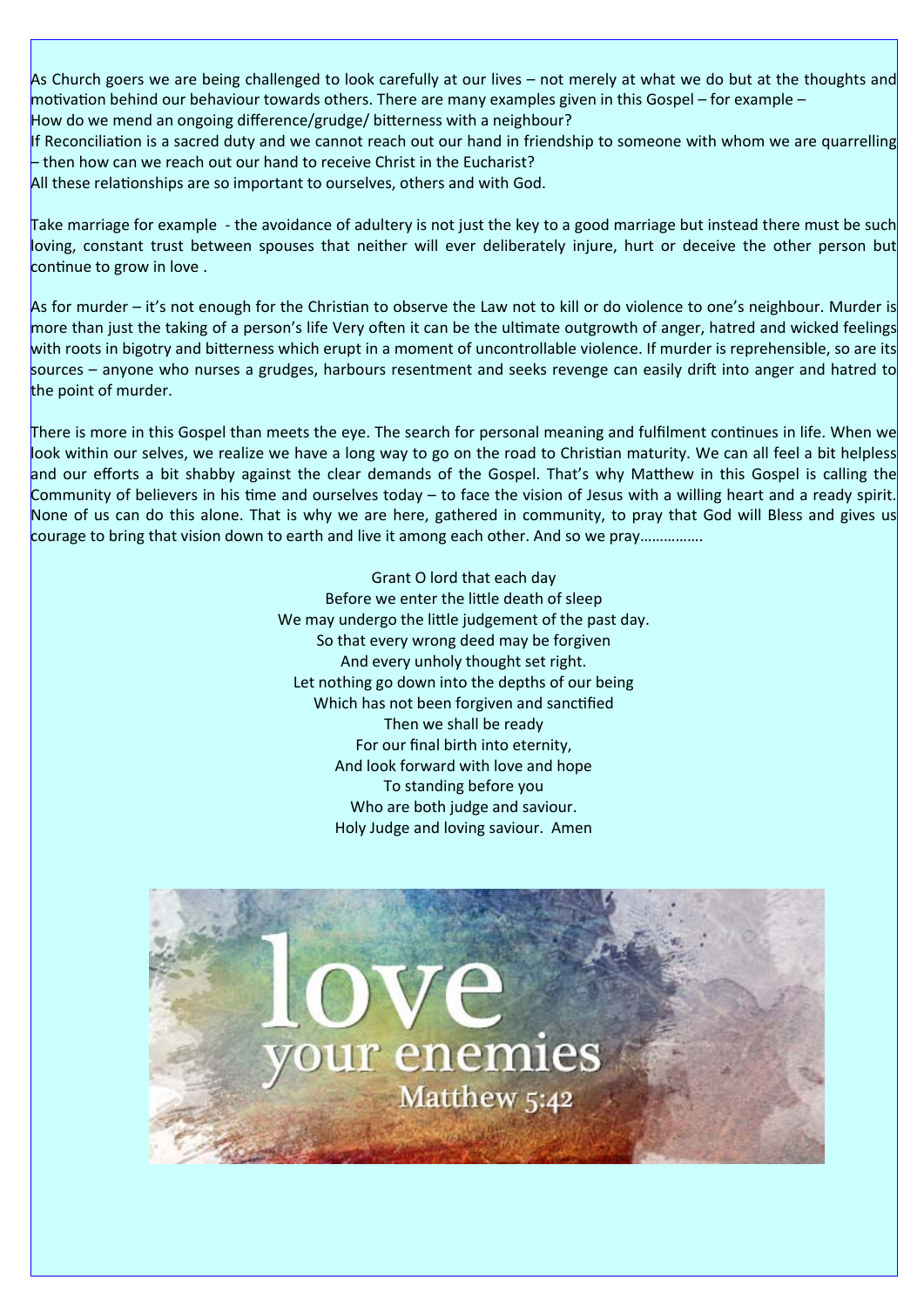As Church goers we are being challenged to look carefully at our lives – not merely at what we do but at the thoughts and motivation behind our behaviour towards others. There are many examples given in this Gospel – for example –
How do we mend an ongoing difference/grudge/ bitterness with a neighbour?
If Reconciliation is a sacred duty and we cannot reach out our hand in friendship to someone with whom we are quarrelling – then how can we reach out our hand to receive Christ in the Eucharist?
All these relationships are so important to ourselves, others and with God.

Take marriage for example - the avoidance of adultery is not just the key to a good marriage but instead there must be such loving, constant trust between spouses that neither will ever deliberately injure, hurt or deceive the other person but continue to grow in love .

As for murder – it's not enough for the Christian to observe the Law not to kill or do violence to one's neighbour. Murder is more than just the taking of a person's life Very often it can be the ultimate outgrowth of anger, hatred and wicked feelings with roots in bigotry and bitterness which erupt in a moment of uncontrollable violence. If murder is reprehensible, so are its sources – anyone who nurses a grudges, harbours resentment and seeks revenge can easily drift into anger and hatred to the point of murder.

There is more in this Gospel than meets the eye. The search for personal meaning and fulfilment continues in life. When we look within our selves, we realize we have a long way to go on the road to Christian maturity. We can all feel a bit helpless and our efforts a bit shabby against the clear demands of the Gospel. That's why Matthew in this Gospel is calling the Community of believers in his time and ourselves today – to face the vision of Jesus with a willing heart and a ready spirit. None of us can do this alone. That is why we are here, gathered in community, to pray that God will Bless and gives us courage to bring that vision down to earth and live it among each other. And so we pray…………….

Grant O lord that each day
Before we enter the little death of sleep
We may undergo the little judgement of the past day.
So that every wrong deed may be forgiven
And every unholy thought set right.
Let nothing go down into the depths of our being
Which has not been forgiven and sanctified
Then we shall be ready
For our final birth into eternity,
And look forward with love and hope
To standing before you
Who are both judge and saviour.
Holy Judge and loving saviour. Amen

love
your enemies
Matthew 5:42